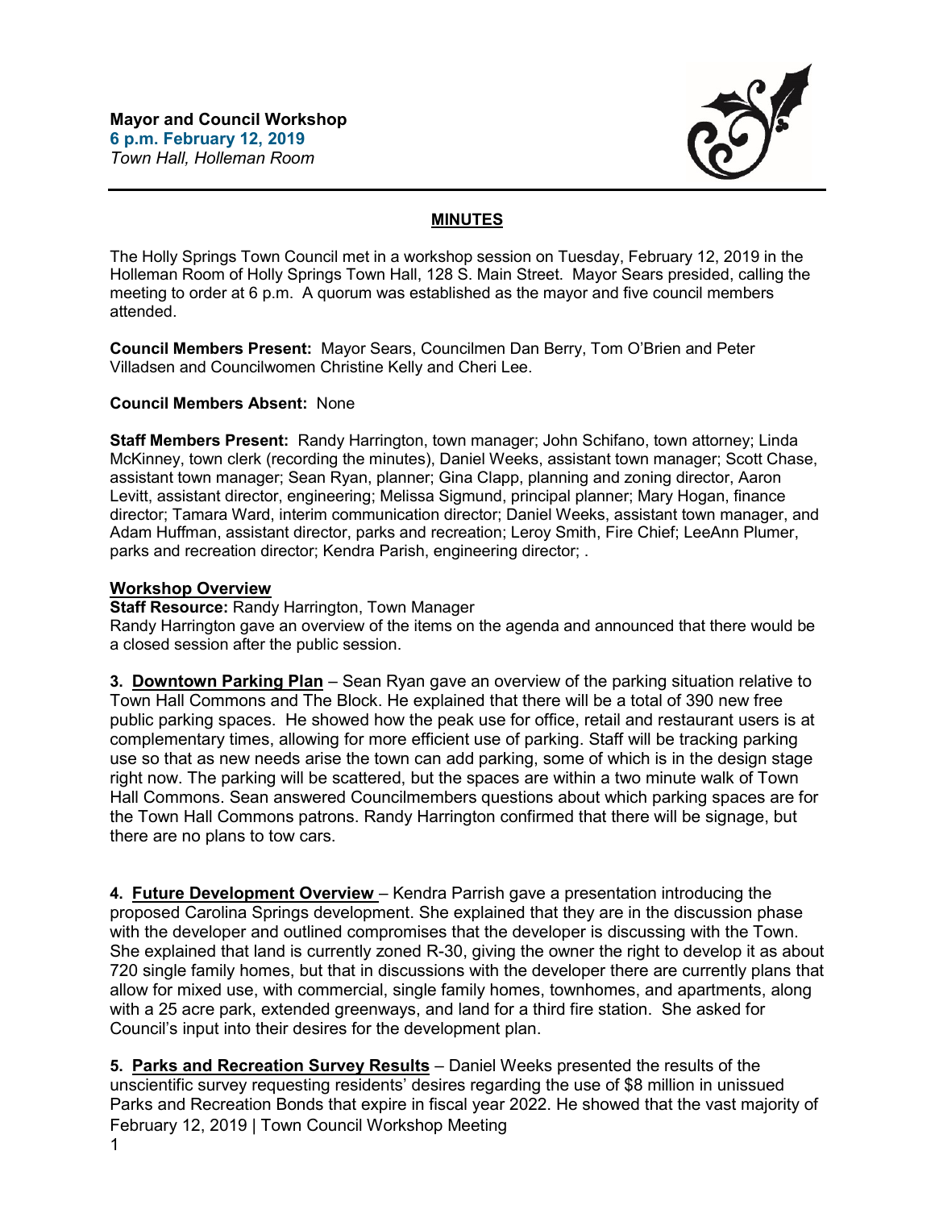**Mayor and Council Workshop**
**6 p.m. February 12, 2019**
*Town Hall, Holleman Room*

## MINUTES

The Holly Springs Town Council met in a workshop session on Tuesday, February 12, 2019 in the Holleman Room of Holly Springs Town Hall, 128 S. Main Street. Mayor Sears presided, calling the meeting to order at 6 p.m. A quorum was established as the mayor and five council members attended.

**Council Members Present:** Mayor Sears, Councilmen Dan Berry, Tom O'Brien and Peter Villadsen and Councilwomen Christine Kelly and Cheri Lee.

**Council Members Absent:** None

**Staff Members Present:** Randy Harrington, town manager; John Schifano, town attorney; Linda McKinney, town clerk (recording the minutes), Daniel Weeks, assistant town manager; Scott Chase, assistant town manager; Sean Ryan, planner; Gina Clapp, planning and zoning director, Aaron Levitt, assistant director, engineering; Melissa Sigmund, principal planner; Mary Hogan, finance director; Tamara Ward, interim communication director; Daniel Weeks, assistant town manager, and Adam Huffman, assistant director, parks and recreation; Leroy Smith, Fire Chief; LeeAnn Plumer, parks and recreation director; Kendra Parish, engineering director; .

**Workshop Overview**
**Staff Resource:** Randy Harrington, Town Manager
Randy Harrington gave an overview of the items on the agenda and announced that there would be a closed session after the public session.

**3. Downtown Parking Plan** – Sean Ryan gave an overview of the parking situation relative to Town Hall Commons and The Block. He explained that there will be a total of 390 new free public parking spaces. He showed how the peak use for office, retail and restaurant users is at complementary times, allowing for more efficient use of parking. Staff will be tracking parking use so that as new needs arise the town can add parking, some of which is in the design stage right now. The parking will be scattered, but the spaces are within a two minute walk of Town Hall Commons. Sean answered Councilmembers questions about which parking spaces are for the Town Hall Commons patrons. Randy Harrington confirmed that there will be signage, but there are no plans to tow cars.

**4. Future Development Overview** – Kendra Parrish gave a presentation introducing the proposed Carolina Springs development. She explained that they are in the discussion phase with the developer and outlined compromises that the developer is discussing with the Town. She explained that land is currently zoned R-30, giving the owner the right to develop it as about 720 single family homes, but that in discussions with the developer there are currently plans that allow for mixed use, with commercial, single family homes, townhomes, and apartments, along with a 25 acre park, extended greenways, and land for a third fire station. She asked for Council's input into their desires for the development plan.

**5. Parks and Recreation Survey Results** – Daniel Weeks presented the results of the unscientific survey requesting residents' desires regarding the use of $8 million in unissued Parks and Recreation Bonds that expire in fiscal year 2022. He showed that the vast majority of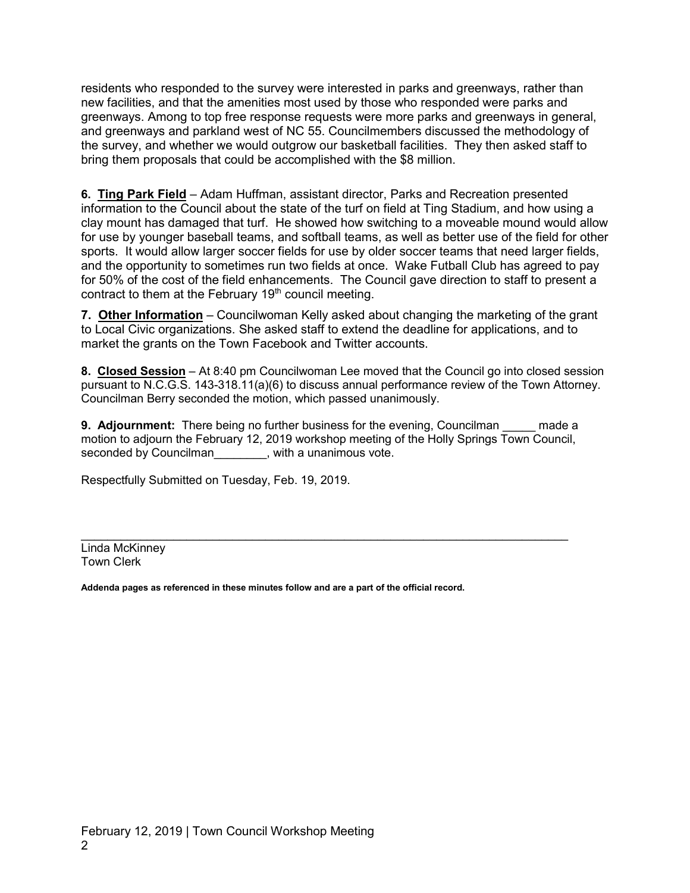residents who responded to the survey were interested in parks and greenways, rather than new facilities, and that the amenities most used by those who responded were parks and greenways. Among to top free response requests were more parks and greenways in general, and greenways and parkland west of NC 55. Councilmembers discussed the methodology of the survey, and whether we would outgrow our basketball facilities. They then asked staff to bring them proposals that could be accomplished with the $8 million.

**6. Ting Park Field** – Adam Huffman, assistant director, Parks and Recreation presented information to the Council about the state of the turf on field at Ting Stadium, and how using a clay mount has damaged that turf. He showed how switching to a moveable mound would allow for use by younger baseball teams, and softball teams, as well as better use of the field for other sports. It would allow larger soccer fields for use by older soccer teams that need larger fields, and the opportunity to sometimes run two fields at once. Wake Futball Club has agreed to pay for 50% of the cost of the field enhancements. The Council gave direction to staff to present a contract to them at the February 19th council meeting.

**7. Other Information** – Councilwoman Kelly asked about changing the marketing of the grant to Local Civic organizations. She asked staff to extend the deadline for applications, and to market the grants on the Town Facebook and Twitter accounts.

**8. Closed Session** – At 8:40 pm Councilwoman Lee moved that the Council go into closed session pursuant to N.C.G.S. 143-318.11(a)(6) to discuss annual performance review of the Town Attorney. Councilman Berry seconded the motion, which passed unanimously.

**9. Adjournment:** There being no further business for the evening, Councilman _____ made a motion to adjourn the February 12, 2019 workshop meeting of the Holly Springs Town Council, seconded by Councilman________, with a unanimous vote.

Respectfully Submitted on Tuesday, Feb. 19, 2019.

___________________________________________________________________________

Linda McKinney
Town Clerk

**Addenda pages as referenced in these minutes follow and are a part of the official record.**